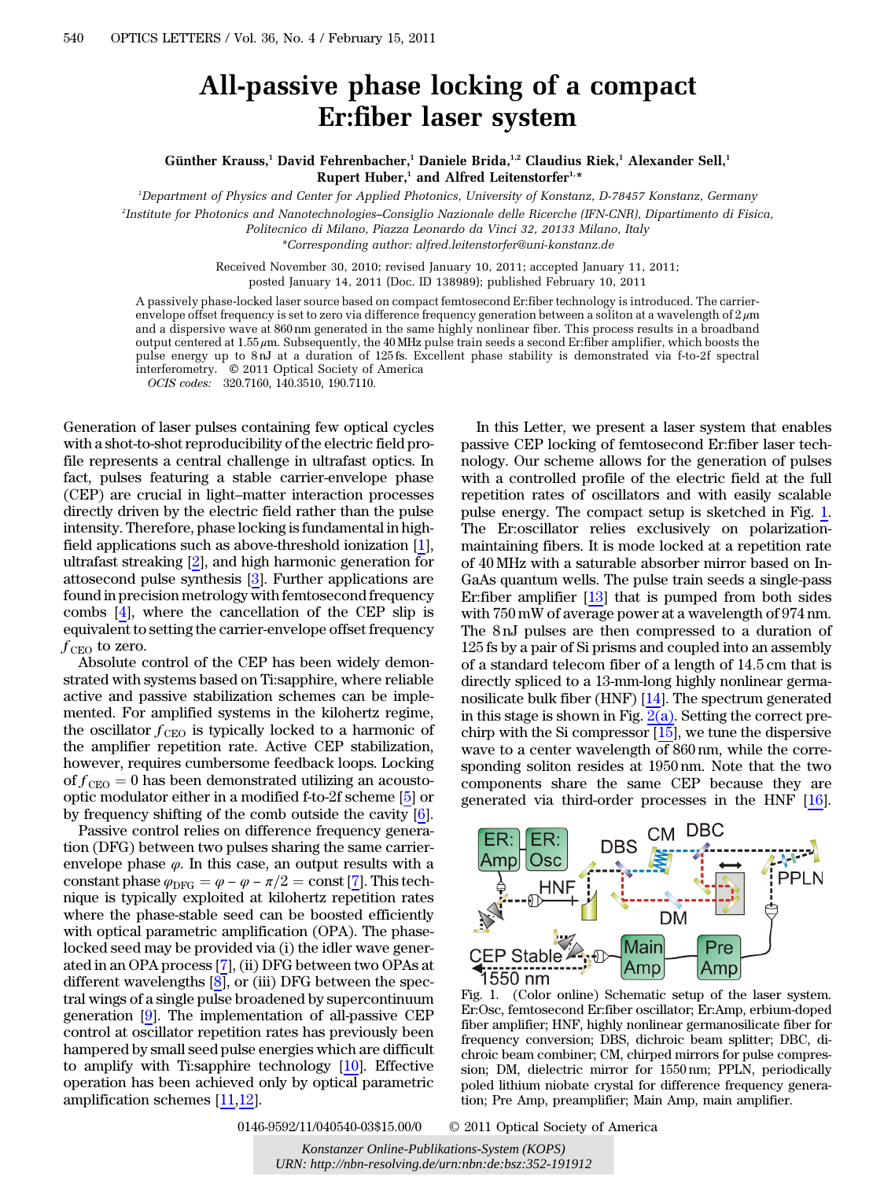# All-passive phase locking of a compact Er:fiber laser system

**Günther Krauss,[1] David Fehrenbacher,[1] Daniele Brida,[1,2] Claudius Riek,[1] Alexander Sell,[1] Rupert Huber,[1] and Alfred Leitenstorfer[1,*]**

[1]Department of Physics and Center for Applied Photonics, University of Konstanz, D-78457 Konstanz, Germany

[2]Institute for Photonics and Nanotechnologies–Consiglio Nazionale delle Ricerche (IFN-CNR), Dipartimento di Fisica, Politecnico di Milano, Piazza Leonardo da Vinci 32, 20133 Milano, Italy

*Corresponding author: alfred.leitenstorfer@uni-konstanz.de

Received November 30, 2010; revised January 10, 2011; accepted January 11, 2011; posted January 14, 2011 (Doc. ID 138989); published February 10, 2011

A passively phase-locked laser source based on compact femtosecond Er:fiber technology is introduced. The carrier-envelope offset frequency is set to zero via difference frequency generation between a soliton at a wavelength of 2 μm and a dispersive wave at 860 nm generated in the same highly nonlinear fiber. This process results in a broadband output centered at 1.55 μm. Subsequently, the 40 MHz pulse train seeds a second Er:fiber amplifier, which boosts the pulse energy up to 8 nJ at a duration of 125 fs. Excellent phase stability is demonstrated via f-to-2f spectral interferometry. © 2011 Optical Society of America

*OCIS codes:* 320.7160, 140.3510, 190.7110.

Generation of laser pulses containing few optical cycles with a shot-to-shot reproducibility of the electric field profile represents a central challenge in ultrafast optics. In fact, pulses featuring a stable carrier-envelope phase (CEP) are crucial in light–matter interaction processes directly driven by the electric field rather than the pulse intensity. Therefore, phase locking is fundamental in high-field applications such as above-threshold ionization [1], ultrafast streaking [2], and high harmonic generation for attosecond pulse synthesis [3]. Further applications are found in precision metrology with femtosecond frequency combs [4], where the cancellation of the CEP slip is equivalent to setting the carrier-envelope offset frequency $f_{\mathrm{CEO}}$ to zero.

Absolute control of the CEP has been widely demonstrated with systems based on Ti:sapphire, where reliable active and passive stabilization schemes can be implemented. For amplified systems in the kilohertz regime, the oscillator $f_{\mathrm{CEO}}$ is typically locked to a harmonic of the amplifier repetition rate. Active CEP stabilization, however, requires cumbersome feedback loops. Locking of $f_{\mathrm{CEO}} = 0$ has been demonstrated utilizing an acousto-optic modulator either in a modified f-to-2f scheme [5] or by frequency shifting of the comb outside the cavity [6].

Passive control relies on difference frequency generation (DFG) between two pulses sharing the same carrier-envelope phase $\varphi$. In this case, an output results with a constant phase $\varphi_{\mathrm{DFG}} = \varphi - \varphi - \pi/2 = \mathrm{const}$ [7]. This technique is typically exploited at kilohertz repetition rates where the phase-stable seed can be boosted efficiently with optical parametric amplification (OPA). The phase-locked seed may be provided via (i) the idler wave generated in an OPA process [7], (ii) DFG between two OPAs at different wavelengths [8], or (iii) DFG between the spectral wings of a single pulse broadened by supercontinuum generation [9]. The implementation of all-passive CEP control at oscillator repetition rates has previously been hampered by small seed pulse energies which are difficult to amplify with Ti:sapphire technology [10]. Effective operation has been achieved only by optical parametric amplification schemes [11,12].

In this Letter, we present a laser system that enables passive CEP locking of femtosecond Er:fiber laser technology. Our scheme allows for the generation of pulses with a controlled profile of the electric field at the full repetition rates of oscillators and with easily scalable pulse energy. The compact setup is sketched in Fig. 1. The Er:oscillator relies exclusively on polarization-maintaining fibers. It is mode locked at a repetition rate of 40 MHz with a saturable absorber mirror based on InGaAs quantum wells. The pulse train seeds a single-pass Er:fiber amplifier [13] that is pumped from both sides with 750 mW of average power at a wavelength of 974 nm. The 8 nJ pulses are then compressed to a duration of 125 fs by a pair of Si prisms and coupled into an assembly of a standard telecom fiber of a length of 14.5 cm that is directly spliced to a 13-mm-long highly nonlinear germanosilicate bulk fiber (HNF) [14]. The spectrum generated in this stage is shown in Fig. 2(a). Setting the correct prechirp with the Si compressor [15], we tune the dispersive wave to a center wavelength of 860 nm, while the corresponding soliton resides at 1950 nm. Note that the two components share the same CEP because they are generated via third-order processes in the HNF [16].

Fig. 1. (Color online) Schematic setup of the laser system. Er:Osc, femtosecond Er:fiber oscillator; Er:Amp, erbium-doped fiber amplifier; HNF, highly nonlinear germanosilicate fiber for frequency conversion; DBS, dichroic beam splitter; DBC, dichroic beam combiner; CM, chirped mirrors for pulse compression; DM, dielectric mirror for 1550 nm; PPLN, periodically poled lithium niobate crystal for difference frequency generation; Pre Amp, preamplifier; Main Amp, main amplifier.

0146-9592/11/040540-03$15.00/0 © 2011 Optical Society of America

*Konstanzer Online-Publikations-System (KOPS)*
*URN: http://nbn-resolving.de/urn:nbn:de:bsz:352-191912*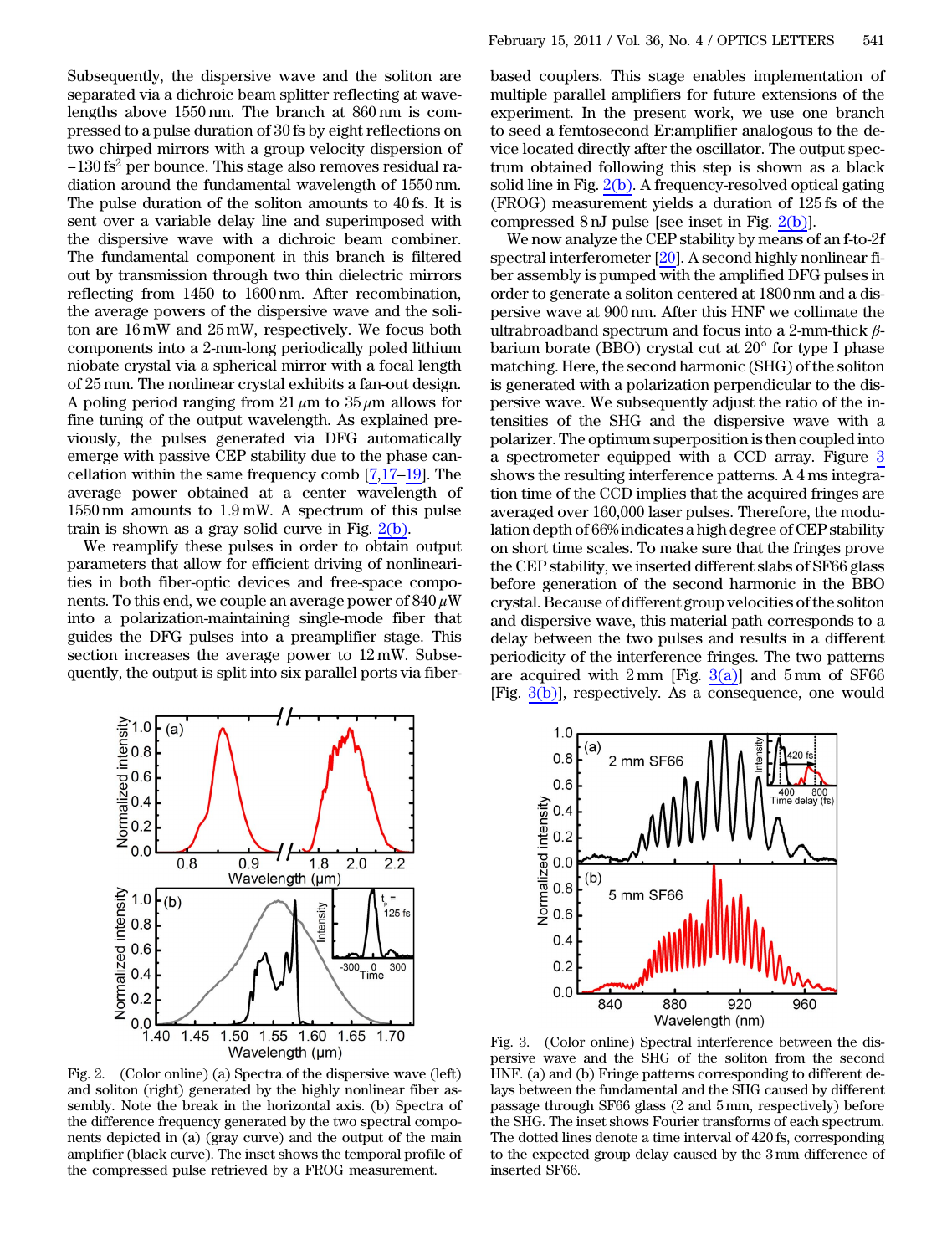Subsequently, the dispersive wave and the soliton are separated via a dichroic beam splitter reflecting at wavelengths above 1550 nm. The branch at 860 nm is compressed to a pulse duration of 30 fs by eight reflections on two chirped mirrors with a group velocity dispersion of $-130\ \mathrm{fs}^2$ per bounce. This stage also removes residual radiation around the fundamental wavelength of 1550 nm. The pulse duration of the soliton amounts to 40 fs. It is sent over a variable delay line and superimposed with the dispersive wave with a dichroic beam combiner. The fundamental component in this branch is filtered out by transmission through two thin dielectric mirrors reflecting from 1450 to 1600 nm. After recombination, the average powers of the dispersive wave and the soliton are 16 mW and 25 mW, respectively. We focus both components into a 2-mm-long periodically poled lithium niobate crystal via a spherical mirror with a focal length of 25 mm. The nonlinear crystal exhibits a fan-out design. A poling period ranging from 21 $\mu$m to 35 $\mu$m allows for fine tuning of the output wavelength. As explained previously, the pulses generated via DFG automatically emerge with passive CEP stability due to the phase cancellation within the same frequency comb [7,17–19]. The average power obtained at a center wavelength of 1550 nm amounts to 1.9 mW. A spectrum of this pulse train is shown as a gray solid curve in Fig. 2(b).

We reamplify these pulses in order to obtain output parameters that allow for efficient driving of nonlinearities in both fiber-optic devices and free-space components. To this end, we couple an average power of 840 $\mu$W into a polarization-maintaining single-mode fiber that guides the DFG pulses into a preamplifier stage. This section increases the average power to 12 mW. Subsequently, the output is split into six parallel ports via fiber-based couplers. This stage enables implementation of multiple parallel amplifiers for future extensions of the experiment. In the present work, we use one branch to seed a femtosecond Er:amplifier analogous to the device located directly after the oscillator. The output spectrum obtained following this step is shown as a black solid line in Fig. 2(b). A frequency-resolved optical gating (FROG) measurement yields a duration of 125 fs of the compressed 8 nJ pulse [see inset in Fig. 2(b)].

We now analyze the CEP stability by means of an f-to-2f spectral interferometer [20]. A second highly nonlinear fiber assembly is pumped with the amplified DFG pulses in order to generate a soliton centered at 1800 nm and a dispersive wave at 900 nm. After this HNF we collimate the ultrabroadband spectrum and focus into a 2-mm-thick $\beta$-barium borate (BBO) crystal cut at 20° for type I phase matching. Here, the second harmonic (SHG) of the soliton is generated with a polarization perpendicular to the dispersive wave. We subsequently adjust the ratio of the intensities of the SHG and the dispersive wave with a polarizer. The optimum superposition is then coupled into a spectrometer equipped with a CCD array. Figure 3 shows the resulting interference patterns. A 4 ms integration time of the CCD implies that the acquired fringes are averaged over 160,000 laser pulses. Therefore, the modulation depth of 66% indicates a high degree of CEP stability on short time scales. To make sure that the fringes prove the CEP stability, we inserted different slabs of SF66 glass before generation of the second harmonic in the BBO crystal. Because of different group velocities of the soliton and dispersive wave, this material path corresponds to a delay between the two pulses and results in a different periodicity of the interference fringes. The two patterns are acquired with 2 mm [Fig. 3(a)] and 5 mm of SF66 [Fig. 3(b)], respectively. As a consequence, one would

Fig. 2. (Color online) (a) Spectra of the dispersive wave (left) and soliton (right) generated by the highly nonlinear fiber assembly. Note the break in the horizontal axis. (b) Spectra of the difference frequency generated by the two spectral components depicted in (a) (gray curve) and the output of the main amplifier (black curve). The inset shows the temporal profile of the compressed pulse retrieved by a FROG measurement.

Fig. 3. (Color online) Spectral interference between the dispersive wave and the SHG of the soliton from the second HNF. (a) and (b) Fringe patterns corresponding to different delays between the fundamental and the SHG caused by different passage through SF66 glass (2 and 5 mm, respectively) before the SHG. The inset shows Fourier transforms of each spectrum. The dotted lines denote a time interval of 420 fs, corresponding to the expected group delay caused by the 3 mm difference of inserted SF66.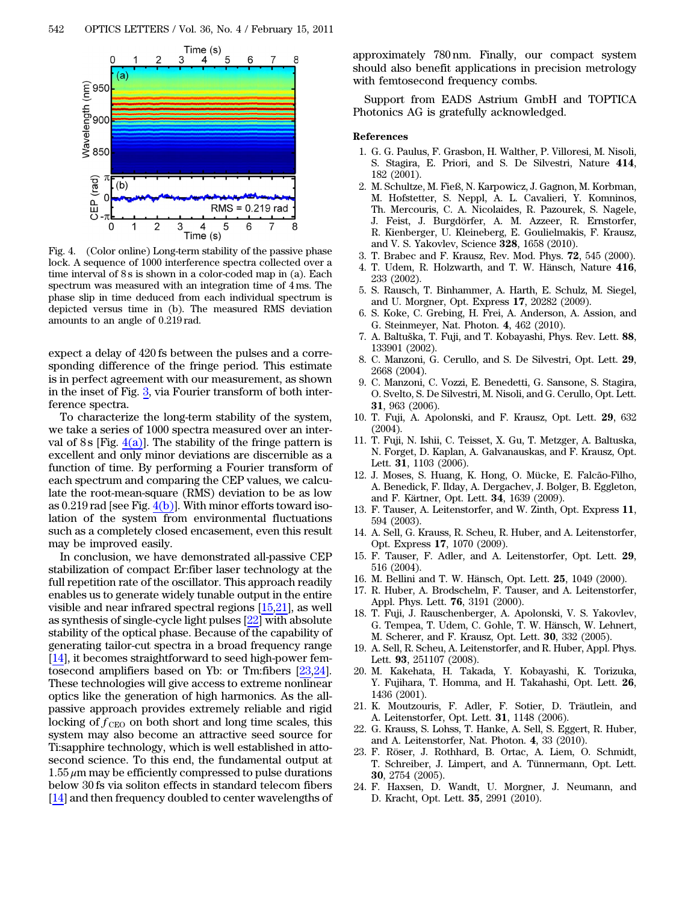Time (s)
0 1 2 3 4 5 6 7 8
(a)
Wavelength (nm)
950
900
850
(b)
CEP (rad)
π
0
-π
RMS = 0.219 rad
0 1 2 3 4 5 6 7 8
Time (s)

Fig. 4. (Color online) Long-term stability of the passive phase lock. A sequence of 1000 interference spectra collected over a time interval of 8 s is shown in a color-coded map in (a). Each spectrum was measured with an integration time of 4 ms. The phase slip in time deduced from each individual spectrum is depicted versus time in (b). The measured RMS deviation amounts to an angle of 0.219 rad.

expect a delay of 420 fs between the pulses and a corresponding difference of the fringe period. This estimate is in perfect agreement with our measurement, as shown in the inset of Fig. 3, via Fourier transform of both interference spectra.

To characterize the long-term stability of the system, we take a series of 1000 spectra measured over an interval of 8 s [Fig. 4(a)]. The stability of the fringe pattern is excellent and only minor deviations are discernible as a function of time. By performing a Fourier transform of each spectrum and comparing the CEP values, we calculate the root-mean-square (RMS) deviation to be as low as 0.219 rad [see Fig. 4(b)]. With minor efforts toward isolation of the system from environmental fluctuations such as a completely closed encasement, even this result may be improved easily.

In conclusion, we have demonstrated all-passive CEP stabilization of compact Er:fiber laser technology at the full repetition rate of the oscillator. This approach readily enables us to generate widely tunable output in the entire visible and near infrared spectral regions [15,21], as well as synthesis of single-cycle light pulses [22] with absolute stability of the optical phase. Because of the capability of generating tailor-cut spectra in a broad frequency range [14], it becomes straightforward to seed high-power femtosecond amplifiers based on Yb: or Tm:fibers [23,24]. These technologies will give access to extreme nonlinear optics like the generation of high harmonics. As the all-passive approach provides extremely reliable and rigid locking of $f_{\mathrm{CEO}}$ on both short and long time scales, this system may also become an attractive seed source for Ti:sapphire technology, which is well established in attosecond science. To this end, the fundamental output at $1.55\,\mu$m may be efficiently compressed to pulse durations below 30 fs via soliton effects in standard telecom fibers [14] and then frequency doubled to center wavelengths of approximately 780 nm. Finally, our compact system should also benefit applications in precision metrology with femtosecond frequency combs.

Support from EADS Astrium GmbH and TOPTICA Photonics AG is gratefully acknowledged.

## References

1. G. G. Paulus, F. Grasbon, H. Walther, P. Villoresi, M. Nisoli, S. Stagira, E. Priori, and S. De Silvestri, Nature **414**, 182 (2001).
2. M. Schultze, M. Fieß, N. Karpowicz, J. Gagnon, M. Korbman, M. Hofstetter, S. Neppl, A. L. Cavalieri, Y. Komninos, Th. Mercouris, C. A. Nicolaides, R. Pazourek, S. Nagele, J. Feist, J. Burgdörfer, A. M. Azzeer, R. Ernstorfer, R. Kienberger, U. Kleineberg, E. Goulielmakis, F. Krausz, and V. S. Yakovlev, Science **328**, 1658 (2010).
3. T. Brabec and F. Krausz, Rev. Mod. Phys. **72**, 545 (2000).
4. T. Udem, R. Holzwarth, and T. W. Hänsch, Nature **416**, 233 (2002).
5. S. Rausch, T. Binhammer, A. Harth, E. Schulz, M. Siegel, and U. Morgner, Opt. Express **17**, 20282 (2009).
6. S. Koke, C. Grebing, H. Frei, A. Anderson, A. Assion, and G. Steinmeyer, Nat. Photon. **4**, 462 (2010).
7. A. Baltuška, T. Fuji, and T. Kobayashi, Phys. Rev. Lett. **88**, 133901 (2002).
8. C. Manzoni, G. Cerullo, and S. De Silvestri, Opt. Lett. **29**, 2668 (2004).
9. C. Manzoni, C. Vozzi, E. Benedetti, G. Sansone, S. Stagira, O. Svelto, S. De Silvestri, M. Nisoli, and G. Cerullo, Opt. Lett. **31**, 963 (2006).
10. T. Fuji, A. Apolonski, and F. Krausz, Opt. Lett. **29**, 632 (2004).
11. T. Fuji, N. Ishii, C. Teisset, X. Gu, T. Metzger, A. Baltuska, N. Forget, D. Kaplan, A. Galvanauskas, and F. Krausz, Opt. Lett. **31**, 1103 (2006).
12. J. Moses, S. Huang, K. Hong, O. Mücke, E. Falcão-Filho, A. Benedick, F. Ilday, A. Dergachev, J. Bolger, B. Eggleton, and F. Kärtner, Opt. Lett. **34**, 1639 (2009).
13. F. Tauser, A. Leitenstorfer, and W. Zinth, Opt. Express **11**, 594 (2003).
14. A. Sell, G. Krauss, R. Scheu, R. Huber, and A. Leitenstorfer, Opt. Express **17**, 1070 (2009).
15. F. Tauser, F. Adler, and A. Leitenstorfer, Opt. Lett. **29**, 516 (2004).
16. M. Bellini and T. W. Hänsch, Opt. Lett. **25**, 1049 (2000).
17. R. Huber, A. Brodschelm, F. Tauser, and A. Leitenstorfer, Appl. Phys. Lett. **76**, 3191 (2000).
18. T. Fuji, J. Rauschenberger, A. Apolonski, V. S. Yakovlev, G. Tempea, T. Udem, C. Gohle, T. W. Hänsch, W. Lehnert, M. Scherer, and F. Krausz, Opt. Lett. **30**, 332 (2005).
19. A. Sell, R. Scheu, A. Leitenstorfer, and R. Huber, Appl. Phys. Lett. **93**, 251107 (2008).
20. M. Kakehata, H. Takada, Y. Kobayashi, K. Torizuka, Y. Fujihara, T. Homma, and H. Takahashi, Opt. Lett. **26**, 1436 (2001).
21. K. Moutzouris, F. Adler, F. Sotier, D. Träutlein, and A. Leitenstorfer, Opt. Lett. **31**, 1148 (2006).
22. G. Krauss, S. Lohss, T. Hanke, A. Sell, S. Eggert, R. Huber, and A. Leitenstorfer, Nat. Photon. **4**, 33 (2010).
23. F. Röser, J. Rothhard, B. Ortac, A. Liem, O. Schmidt, T. Schreiber, J. Limpert, and A. Tünnermann, Opt. Lett. **30**, 2754 (2005).
24. F. Haxsen, D. Wandt, U. Morgner, J. Neumann, and D. Kracht, Opt. Lett. **35**, 2991 (2010).